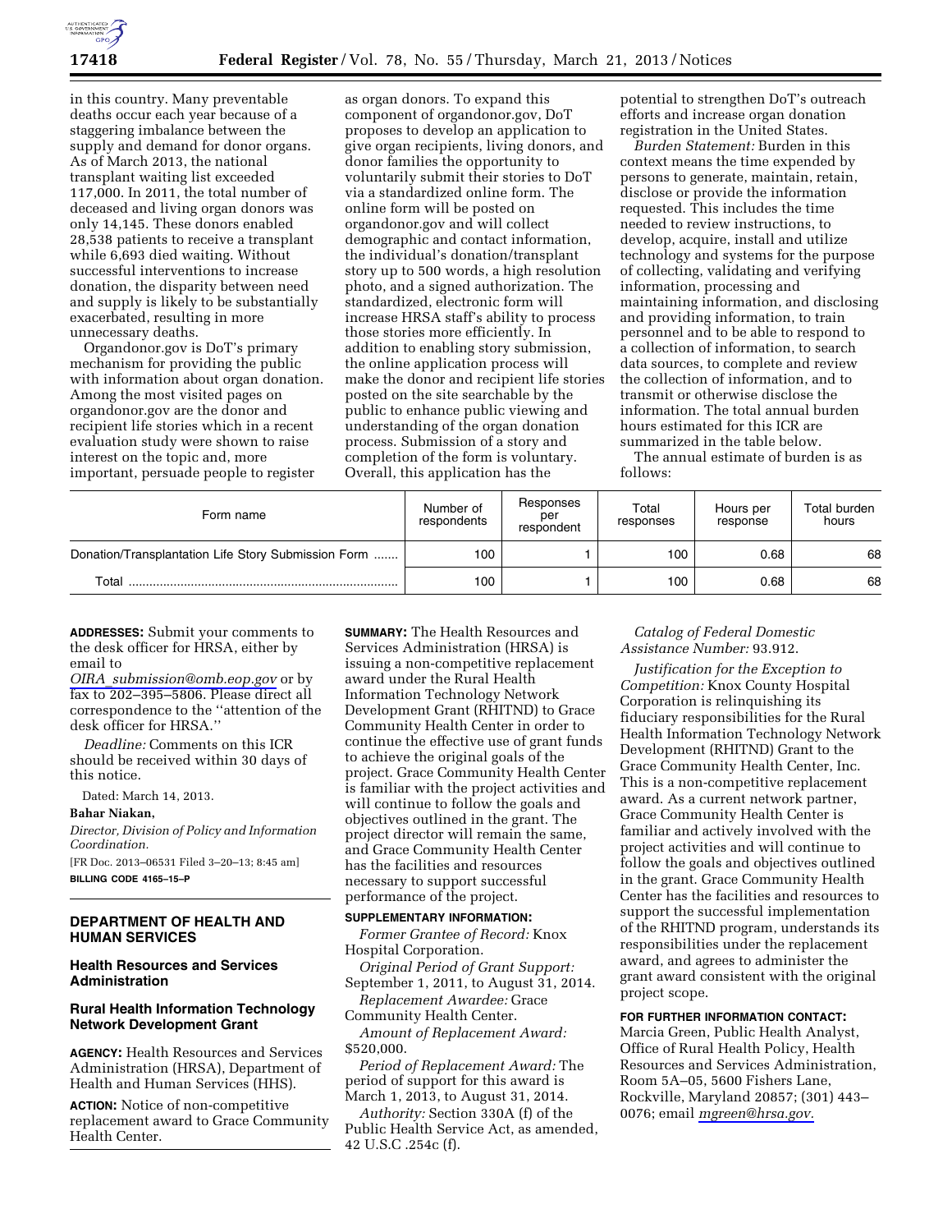in this country. Many preventable deaths occur each year because of a staggering imbalance between the supply and demand for donor organs. As of March 2013, the national transplant waiting list exceeded 117,000. In 2011, the total number of deceased and living organ donors was only 14,145. These donors enabled 28,538 patients to receive a transplant while 6,693 died waiting. Without successful interventions to increase donation, the disparity between need and supply is likely to be substantially exacerbated, resulting in more unnecessary deaths.

Organdonor.gov is DoT's primary mechanism for providing the public with information about organ donation. Among the most visited pages on organdonor.gov are the donor and recipient life stories which in a recent evaluation study were shown to raise interest on the topic and, more important, persuade people to register as organ donors. To expand this component of organdonor.gov, DoT proposes to develop an application to give organ recipients, living donors, and donor families the opportunity to voluntarily submit their stories to DoT via a standardized online form. The online form will be posted on organdonor.gov and will collect demographic and contact information, the individual's donation/transplant story up to 500 words, a high resolution photo, and a signed authorization. The standardized, electronic form will increase HRSA staff's ability to process those stories more efficiently. In addition to enabling story submission, the online application process will make the donor and recipient life stories posted on the site searchable by the public to enhance public viewing and understanding of the organ donation process. Submission of a story and completion of the form is voluntary. Overall, this application has the potential to strengthen DoT's outreach efforts and increase organ donation registration in the United States.

*Burden Statement:* Burden in this context means the time expended by persons to generate, maintain, retain, disclose or provide the information requested. This includes the time needed to review instructions, to develop, acquire, install and utilize technology and systems for the purpose of collecting, validating and verifying information, processing and maintaining information, and disclosing and providing information, to train personnel and to be able to respond to a collection of information, to search data sources, to complete and review the collection of information, and to transmit or otherwise disclose the information. The total annual burden hours estimated for this ICR are summarized in the table below.

The annual estimate of burden is as follows:

| Form name | Number of respondents | Responses per respondent | Total responses | Hours per response | Total burden hours |
|---|---|---|---|---|---|
| Donation/Transplantation Life Story Submission Form ....... | 100 | 1 | 100 | 0.68 | 68 |
| Total .............................................................................. | 100 | 1 | 100 | 0.68 | 68 |

**ADDRESSES:** Submit your comments to the desk officer for HRSA, either by email to *OIRA_submission@omb.eop.gov* or by fax to 202–395–5806. Please direct all correspondence to the ''attention of the desk officer for HRSA.''

*Deadline:* Comments on this ICR should be received within 30 days of this notice.

Dated: March 14, 2013.

**Bahar Niakan,**

*Director, Division of Policy and Information Coordination.*

[FR Doc. 2013–06531 Filed 3–20–13; 8:45 am]

**BILLING CODE 4165–15–P**

## DEPARTMENT OF HEALTH AND HUMAN SERVICES

### Health Resources and Services Administration

### Rural Health Information Technology Network Development Grant

**AGENCY:** Health Resources and Services Administration (HRSA), Department of Health and Human Services (HHS).

**ACTION:** Notice of non-competitive replacement award to Grace Community Health Center.

**SUMMARY:** The Health Resources and Services Administration (HRSA) is issuing a non-competitive replacement award under the Rural Health Information Technology Network Development Grant (RHITND) to Grace Community Health Center in order to continue the effective use of grant funds to achieve the original goals of the project. Grace Community Health Center is familiar with the project activities and will continue to follow the goals and objectives outlined in the grant. The project director will remain the same, and Grace Community Health Center has the facilities and resources necessary to support successful performance of the project.

**SUPPLEMENTARY INFORMATION:**

*Former Grantee of Record:* Knox Hospital Corporation.

*Original Period of Grant Support:* September 1, 2011, to August 31, 2014.

*Replacement Awardee:* Grace Community Health Center.

*Amount of Replacement Award:* $520,000.

*Period of Replacement Award:* The period of support for this award is March 1, 2013, to August 31, 2014.

*Authority:* Section 330A (f) of the Public Health Service Act, as amended, 42 U.S.C .254c (f).

*Catalog of Federal Domestic Assistance Number:* 93.912.

*Justification for the Exception to Competition:* Knox County Hospital Corporation is relinquishing its fiduciary responsibilities for the Rural Health Information Technology Network Development (RHITND) Grant to the Grace Community Health Center, Inc. This is a non-competitive replacement award. As a current network partner, Grace Community Health Center is familiar and actively involved with the project activities and will continue to follow the goals and objectives outlined in the grant. Grace Community Health Center has the facilities and resources to support the successful implementation of the RHITND program, understands its responsibilities under the replacement award, and agrees to administer the grant award consistent with the original project scope.

**FOR FURTHER INFORMATION CONTACT:** Marcia Green, Public Health Analyst, Office of Rural Health Policy, Health Resources and Services Administration, Room 5A–05, 5600 Fishers Lane, Rockville, Maryland 20857; (301) 443–0076; email *mgreen@hrsa.gov.*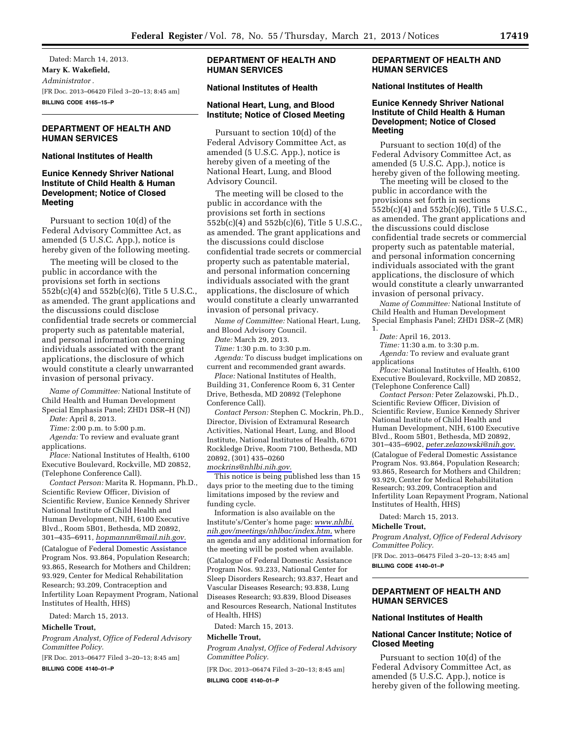Dated: March 14, 2013.

**Mary K. Wakefield,**

*Administrator.*

[FR Doc. 2013–06420 Filed 3–20–13; 8:45 am]

**BILLING CODE 4165–15–P**

## DEPARTMENT OF HEALTH AND HUMAN SERVICES

### National Institutes of Health

### Eunice Kennedy Shriver National Institute of Child Health & Human Development; Notice of Closed Meeting

Pursuant to section 10(d) of the Federal Advisory Committee Act, as amended (5 U.S.C. App.), notice is hereby given of the following meeting.

The meeting will be closed to the public in accordance with the provisions set forth in sections 552b(c)(4) and 552b(c)(6), Title 5 U.S.C., as amended. The grant applications and the discussions could disclose confidential trade secrets or commercial property such as patentable material, and personal information concerning individuals associated with the grant applications, the disclosure of which would constitute a clearly unwarranted invasion of personal privacy.

*Name of Committee:* National Institute of Child Health and Human Development Special Emphasis Panel; ZHD1 DSR–H (NJ)

*Date:* April 8, 2013.

*Time:* 2:00 p.m. to 5:00 p.m.

*Agenda:* To review and evaluate grant applications.

*Place:* National Institutes of Health, 6100 Executive Boulevard, Rockville, MD 20852, (Telephone Conference Call).

*Contact Person:* Marita R. Hopmann, Ph.D., Scientific Review Officer, Division of Scientific Review, Eunice Kennedy Shriver National Institute of Child Health and Human Development, NIH, 6100 Executive Blvd., Room 5B01, Bethesda, MD 20892, 301–435–6911, hopmannm@mail.nih.gov.

(Catalogue of Federal Domestic Assistance Program Nos. 93.864, Population Research; 93.865, Research for Mothers and Children; 93.929, Center for Medical Rehabilitation Research; 93.209, Contraception and Infertility Loan Repayment Program, National Institutes of Health, HHS)

Dated: March 15, 2013.

**Michelle Trout,**

*Program Analyst, Office of Federal Advisory Committee Policy.*

[FR Doc. 2013–06477 Filed 3–20–13; 8:45 am]

**BILLING CODE 4140–01–P**

## DEPARTMENT OF HEALTH AND HUMAN SERVICES

### National Institutes of Health

### National Heart, Lung, and Blood Institute; Notice of Closed Meeting

Pursuant to section 10(d) of the Federal Advisory Committee Act, as amended (5 U.S.C. App.), notice is hereby given of a meeting of the National Heart, Lung, and Blood Advisory Council.

The meeting will be closed to the public in accordance with the provisions set forth in sections 552b(c)(4) and 552b(c)(6), Title 5 U.S.C., as amended. The grant applications and the discussions could disclose confidential trade secrets or commercial property such as patentable material, and personal information concerning individuals associated with the grant applications, the disclosure of which would constitute a clearly unwarranted invasion of personal privacy.

*Name of Committee:* National Heart, Lung, and Blood Advisory Council.

*Date:* March 29, 2013.

*Time:* 1:30 p.m. to 3:30 p.m.

*Agenda:* To discuss budget implications on current and recommended grant awards.

*Place:* National Institutes of Health, Building 31, Conference Room 6, 31 Center Drive, Bethesda, MD 20892 (Telephone Conference Call).

*Contact Person:* Stephen C. Mockrin, Ph.D., Director, Division of Extramural Research Activities, National Heart, Lung, and Blood Institute, National Institutes of Health, 6701 Rockledge Drive, Room 7100, Bethesda, MD 20892, (301) 435–0260 mockrins@nhlbi.nih.gov.

This notice is being published less than 15 days prior to the meeting due to the timing limitations imposed by the review and funding cycle.

Information is also available on the Institute's/Center's home page: www.nhlbi.nih.gov/meetings/nhlbac/index.htm, where an agenda and any additional information for the meeting will be posted when available.

(Catalogue of Federal Domestic Assistance Program Nos. 93.233, National Center for Sleep Disorders Research; 93.837, Heart and Vascular Diseases Research; 93.838, Lung Diseases Research; 93.839, Blood Diseases and Resources Research, National Institutes of Health, HHS)

Dated: March 15, 2013.

**Michelle Trout,**

*Program Analyst, Office of Federal Advisory Committee Policy.*

[FR Doc. 2013–06474 Filed 3–20–13; 8:45 am]

**BILLING CODE 4140–01–P**

## DEPARTMENT OF HEALTH AND HUMAN SERVICES

### National Institutes of Health

### Eunice Kennedy Shriver National Institute of Child Health & Human Development; Notice of Closed Meeting

Pursuant to section 10(d) of the Federal Advisory Committee Act, as amended (5 U.S.C. App.), notice is hereby given of the following meeting.

The meeting will be closed to the public in accordance with the provisions set forth in sections 552b(c)(4) and 552b(c)(6), Title 5 U.S.C., as amended. The grant applications and the discussions could disclose confidential trade secrets or commercial property such as patentable material, and personal information concerning individuals associated with the grant applications, the disclosure of which would constitute a clearly unwarranted invasion of personal privacy.

*Name of Committee:* National Institute of Child Health and Human Development Special Emphasis Panel; ZHD1 DSR–Z (MR) 1.

*Date:* April 16, 2013.

*Time:* 11:30 a.m. to 3:30 p.m.

*Agenda:* To review and evaluate grant applications

*Place:* National Institutes of Health, 6100 Executive Boulevard, Rockville, MD 20852, (Telephone Conference Call)

*Contact Person:* Peter Zelazowski, Ph.D., Scientific Review Officer, Division of Scientific Review, Eunice Kennedy Shriver National Institute of Child Health and Human Development, NIH, 6100 Executive Blvd., Room 5B01, Bethesda, MD 20892, 301–435–6902, peter.zelazowski@nih.gov.

(Catalogue of Federal Domestic Assistance Program Nos. 93.864, Population Research; 93.865, Research for Mothers and Children; 93.929, Center for Medical Rehabilitation Research; 93.209, Contraception and Infertility Loan Repayment Program, National Institutes of Health, HHS)

Dated: March 15, 2013.

**Michelle Trout,**

*Program Analyst, Office of Federal Advisory Committee Policy.*

[FR Doc. 2013–06475 Filed 3–20–13; 8:45 am]

**BILLING CODE 4140–01–P**

## DEPARTMENT OF HEALTH AND HUMAN SERVICES

### National Institutes of Health

### National Cancer Institute; Notice of Closed Meeting

Pursuant to section 10(d) of the Federal Advisory Committee Act, as amended (5 U.S.C. App.), notice is hereby given of the following meeting.